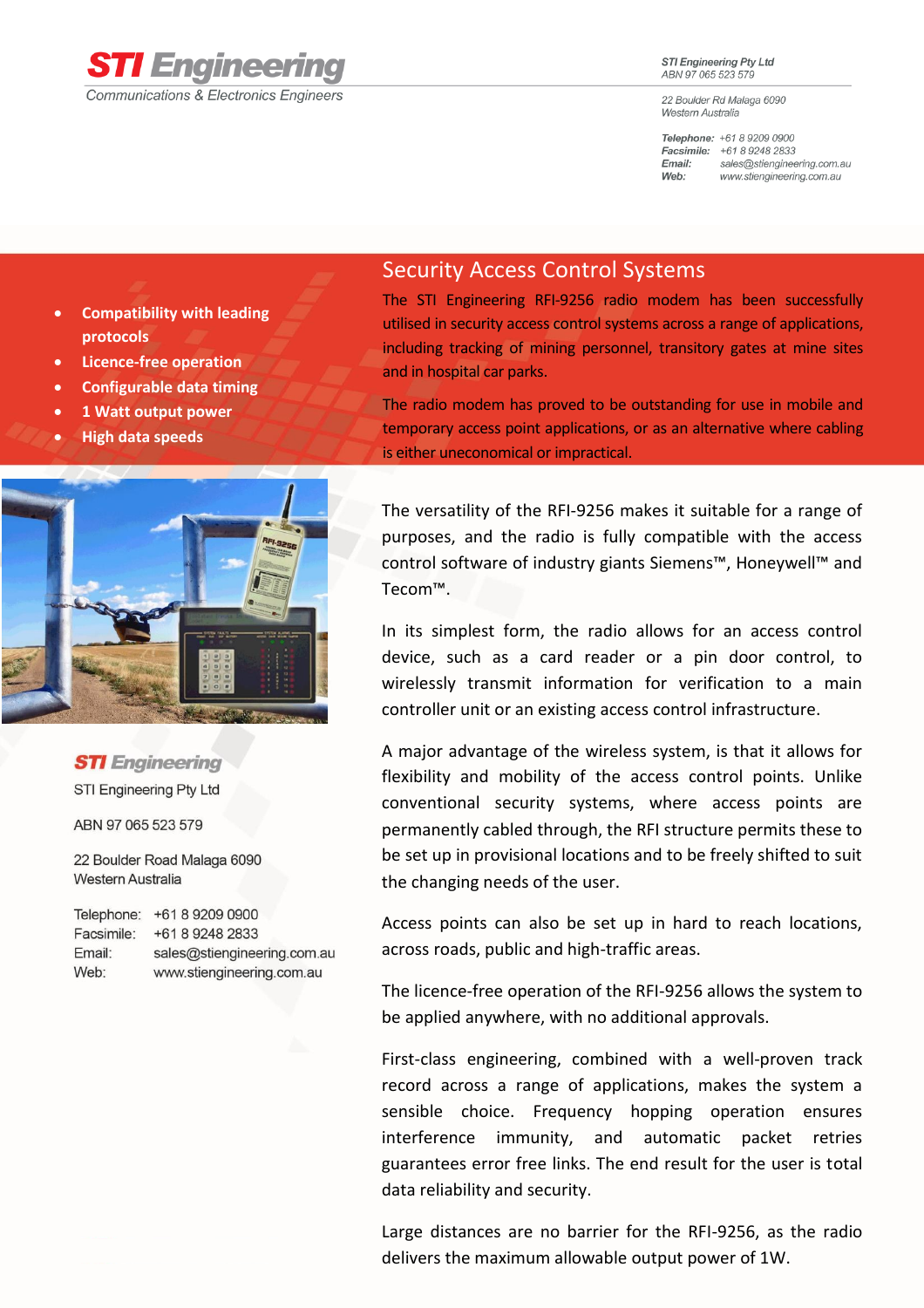# STI Engineering

Communications & Electronics Engineers

STI Engineering Pty Ltd
ABN 97 065 523 579

22 Boulder Rd Malaga 6090
Western Australia

**Telephone:** +61 8 9209 0900
**Facsimile:** +61 8 9248 2833
**Email:** sales@stiengineering.com.au
**Web:** www.stiengineering.com.au

- **Compatibility with leading protocols**
- **Licence-free operation**
- **Configurable data timing**
- **1 Watt output power**
- **High data speeds**

## Security Access Control Systems

The STI Engineering RFI-9256 radio modem has been successfully utilised in security access control systems across a range of applications, including tracking of mining personnel, transitory gates at mine sites and in hospital car parks.

The radio modem has proved to be outstanding for use in mobile and temporary access point applications, or as an alternative where cabling is either uneconomical or impractical.

The versatility of the RFI-9256 makes it suitable for a range of purposes, and the radio is fully compatible with the access control software of industry giants Siemens™, Honeywell™ and Tecom™.

In its simplest form, the radio allows for an access control device, such as a card reader or a pin door control, to wirelessly transmit information for verification to a main controller unit or an existing access control infrastructure.

A major advantage of the wireless system, is that it allows for flexibility and mobility of the access control points. Unlike conventional security systems, where access points are permanently cabled through, the RFI structure permits these to be set up in provisional locations and to be freely shifted to suit the changing needs of the user.

Access points can also be set up in hard to reach locations, across roads, public and high-traffic areas.

The licence-free operation of the RFI-9256 allows the system to be applied anywhere, with no additional approvals.

First-class engineering, combined with a well-proven track record across a range of applications, makes the system a sensible choice. Frequency hopping operation ensures interference immunity, and automatic packet retries guarantees error free links. The end result for the user is total data reliability and security.

Large distances are no barrier for the RFI-9256, as the radio delivers the maximum allowable output power of 1W.

**STI Engineering**

STI Engineering Pty Ltd

ABN 97 065 523 579

22 Boulder Road Malaga 6090
Western Australia

| | |
|---|---|
| Telephone: | +61 8 9209 0900 |
| Facsimile: | +61 8 9248 2833 |
| Email: | sales@stiengineering.com.au |
| Web: | www.stiengineering.com.au |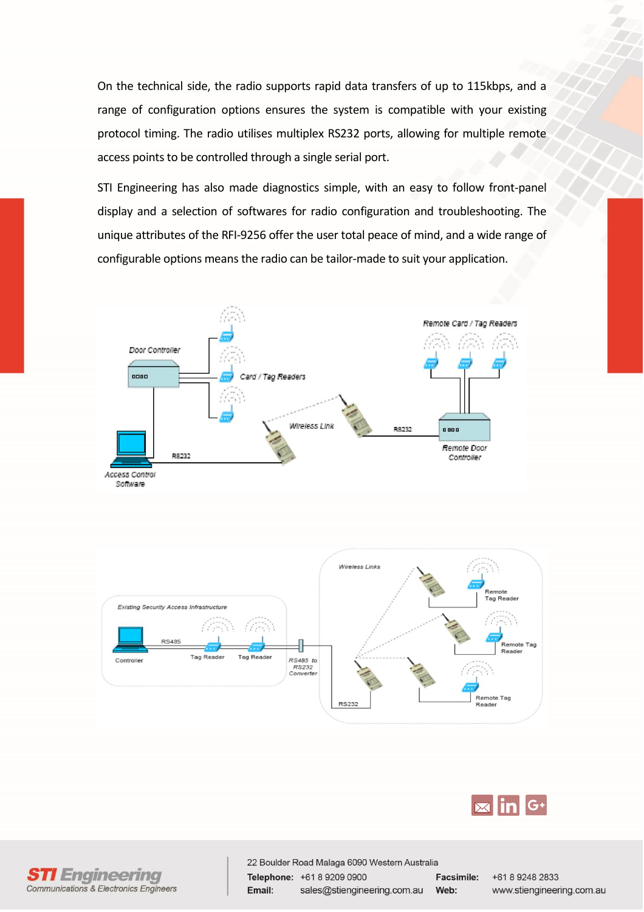On the technical side, the radio supports rapid data transfers of up to 115kbps, and a range of configuration options ensures the system is compatible with your existing protocol timing. The radio utilises multiplex RS232 ports, allowing for multiple remote access points to be controlled through a single serial port.

STI Engineering has also made diagnostics simple, with an easy to follow front-panel display and a selection of softwares for radio configuration and troubleshooting. The unique attributes of the RFI-9256 offer the user total peace of mind, and a wide range of configurable options means the radio can be tailor-made to suit your application.

Door Controller

Card / Tag Readers

Remote Card / Tag Readers

Wireless Link

RS232

Remote Door Controller

RS232

Access Control Software

Existing Security Access Infrastructure

RS485

Controller

Tag Reader

Tag Reader

RS485 to RS232 Converter

Wireless Links

Remote Tag Reader

Remote Tag Reader

Remote Tag Reader

RS232

STI Engineering
Communications & Electronics Engineers

22 Boulder Road Malaga 6090 Western Australia

**Telephone:** +61 8 9209 0900 **Facsimile:** +61 8 9248 2833

**Email:** sales@stiengineering.com.au **Web:** www.stiengineering.com.au